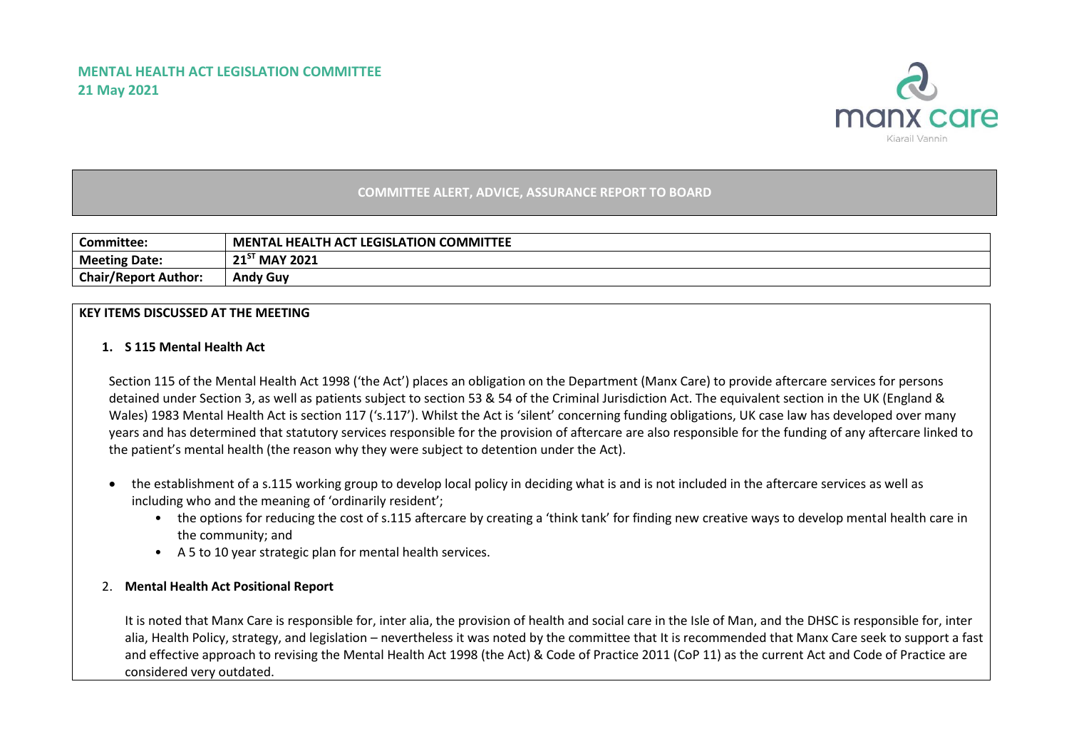**MENTAL HEALTH ACT LEGISLATION COMMITTEE**
**21 May 2021**

**COMMITTEE ALERT, ADVICE, ASSURANCE REPORT TO BOARD**

| **Committee:** | **MENTAL HEALTH ACT LEGISLATION COMMITTEE** |
|---|---|
| **Meeting Date:** | **21ST MAY 2021** |
| **Chair/Report Author:** | **Andy Guy** |

**KEY ITEMS DISCUSSED AT THE MEETING**

1. **S 115 Mental Health Act**

Section 115 of the Mental Health Act 1998 ('the Act') places an obligation on the Department (Manx Care) to provide aftercare services for persons detained under Section 3, as well as patients subject to section 53 & 54 of the Criminal Jurisdiction Act. The equivalent section in the UK (England & Wales) 1983 Mental Health Act is section 117 ('s.117'). Whilst the Act is 'silent' concerning funding obligations, UK case law has developed over many years and has determined that statutory services responsible for the provision of aftercare are also responsible for the funding of any aftercare linked to the patient's mental health (the reason why they were subject to detention under the Act).

- the establishment of a s.115 working group to develop local policy in deciding what is and is not included in the aftercare services as well as including who and the meaning of 'ordinarily resident';
    - the options for reducing the cost of s.115 aftercare by creating a 'think tank' for finding new creative ways to develop mental health care in the community; and
    - A 5 to 10 year strategic plan for mental health services.

2. **Mental Health Act Positional Report**

It is noted that Manx Care is responsible for, inter alia, the provision of health and social care in the Isle of Man, and the DHSC is responsible for, inter alia, Health Policy, strategy, and legislation – nevertheless it was noted by the committee that It is recommended that Manx Care seek to support a fast and effective approach to revising the Mental Health Act 1998 (the Act) & Code of Practice 2011 (CoP 11) as the current Act and Code of Practice are considered very outdated.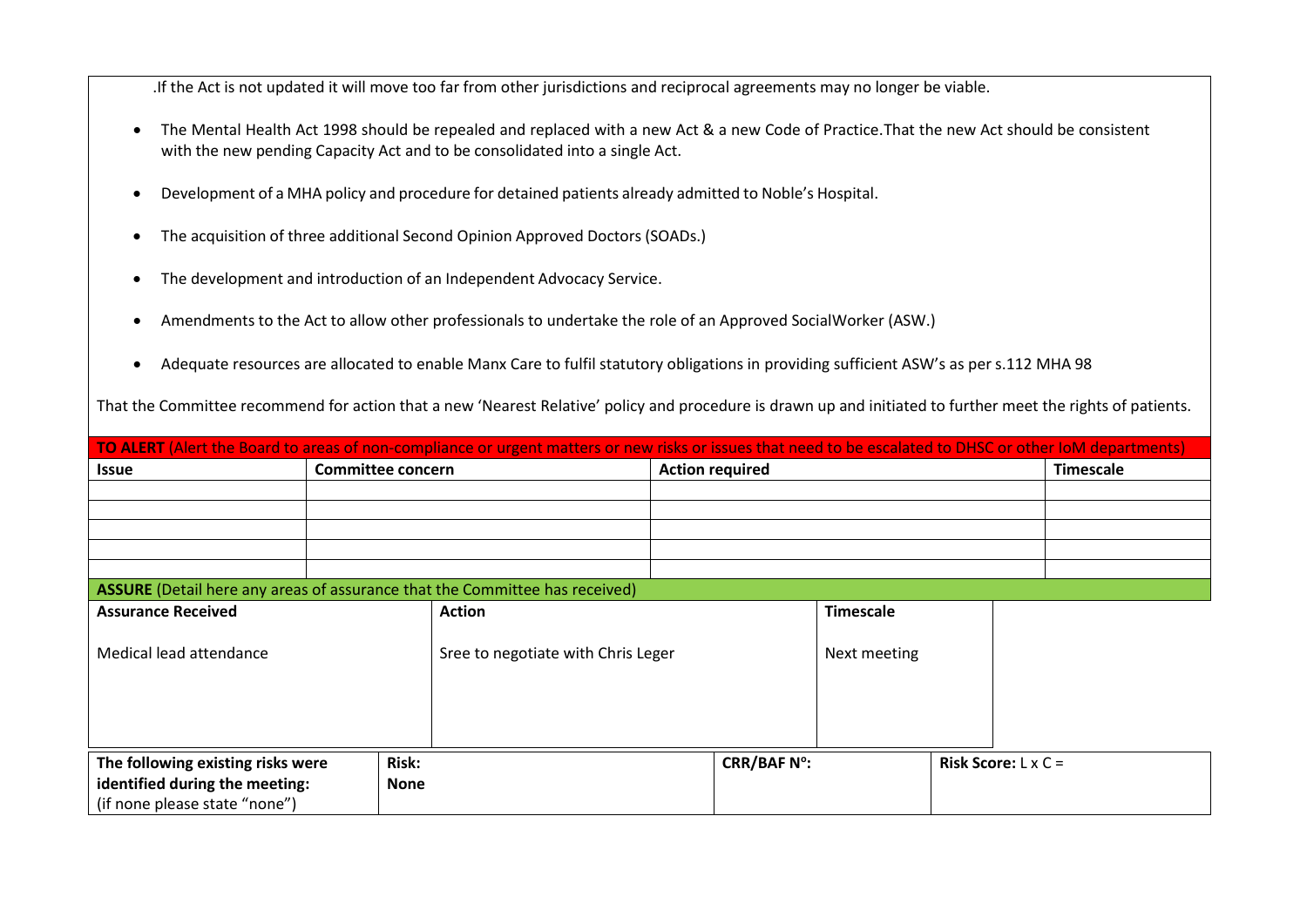.If the Act is not updated it will move too far from other jurisdictions and reciprocal agreements may no longer be viable.

- The Mental Health Act 1998 should be repealed and replaced with a new Act & a new Code of Practice.That the new Act should be consistent with the new pending Capacity Act and to be consolidated into a single Act.
- Development of a MHA policy and procedure for detained patients already admitted to Noble's Hospital.
- The acquisition of three additional Second Opinion Approved Doctors (SOADs.)
- The development and introduction of an Independent Advocacy Service.
- Amendments to the Act to allow other professionals to undertake the role of an Approved SocialWorker (ASW.)
- Adequate resources are allocated to enable Manx Care to fulfil statutory obligations in providing sufficient ASW's as per s.112 MHA 98

That the Committee recommend for action that a new 'Nearest Relative' policy and procedure is drawn up and initiated to further meet the rights of patients.

**TO ALERT** (Alert the Board to areas of non-compliance or urgent matters or new risks or issues that need to be escalated to DHSC or other IoM departments)

| Issue | Committee concern | Action required | Timescale |
|---|---|---|---|
| | | | |
| | | | |
| | | | |
| | | | |
| | | | |

**ASSURE** (Detail here any areas of assurance that the Committee has received)

| Assurance Received | Action | Timescale |
|---|---|---|
| Medical lead attendance | Sree to negotiate with Chris Leger | Next meeting |

| The following existing risks were identified during the meeting: (if none please state "none") | Risk: None | CRR/BAF Nº: | Risk Score: L x C = |
|---|---|---|---|